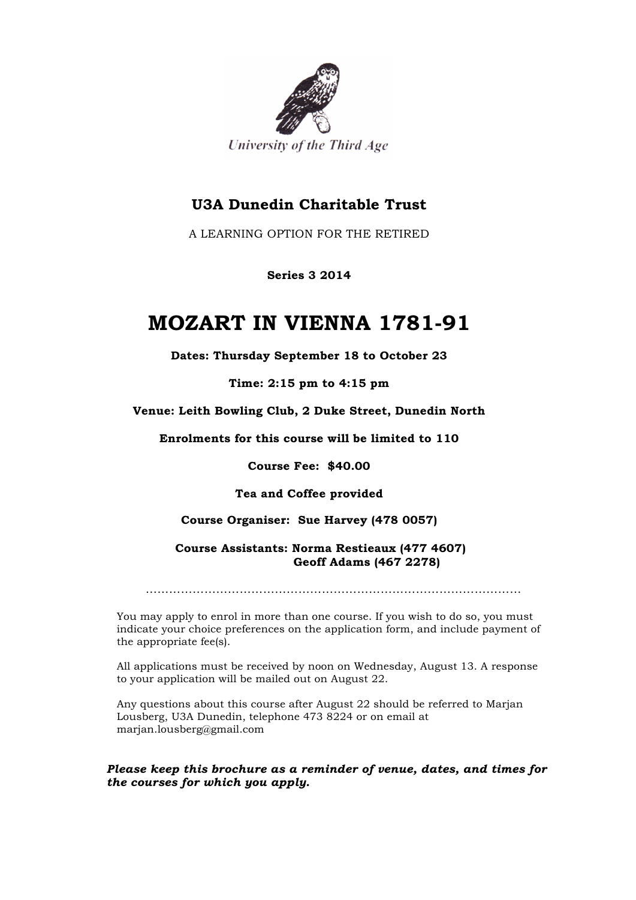University of the Third Age

## U3A Dunedin Charitable Trust

A LEARNING OPTION FOR THE RETIRED

**Series 3 2014**

# MOZART IN VIENNA 1781-91

**Dates: Thursday September 18 to October 23**

**Time: 2:15 pm to 4:15 pm**

**Venue: Leith Bowling Club, 2 Duke Street, Dunedin North**

**Enrolments for this course will be limited to 110**

**Course Fee: $40.00**

**Tea and Coffee provided**

**Course Organiser: Sue Harvey (478 0057)**

**Course Assistants: Norma Restieaux (477 4607)**
**Geoff Adams (467 2278)**

……………………………………………………………………………………

You may apply to enrol in more than one course. If you wish to do so, you must indicate your choice preferences on the application form, and include payment of the appropriate fee(s).

All applications must be received by noon on Wednesday, August 13. A response to your application will be mailed out on August 22.

Any questions about this course after August 22 should be referred to Marjan Lousberg, U3A Dunedin, telephone 473 8224 or on email at marjan.lousberg@gmail.com

***Please keep this brochure as a reminder of venue, dates, and times for the courses for which you apply.***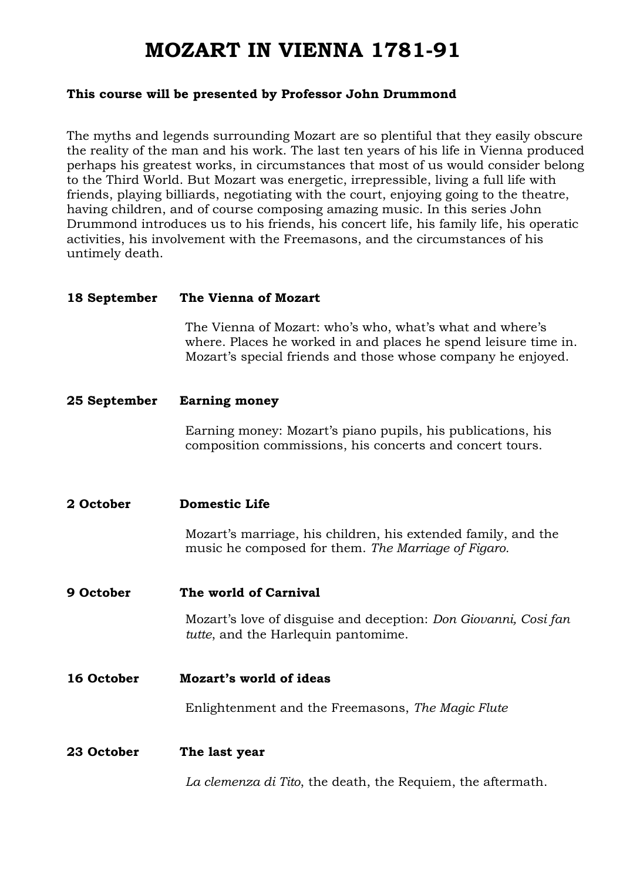# MOZART IN VIENNA 1781-91

**This course will be presented by Professor John Drummond**

The myths and legends surrounding Mozart are so plentiful that they easily obscure the reality of the man and his work. The last ten years of his life in Vienna produced perhaps his greatest works, in circumstances that most of us would consider belong to the Third World. But Mozart was energetic, irrepressible, living a full life with friends, playing billiards, negotiating with the court, enjoying going to the theatre, having children, and of course composing amazing music. In this series John Drummond introduces us to his friends, his concert life, his family life, his operatic activities, his involvement with the Freemasons, and the circumstances of his untimely death.

**18 September** **The Vienna of Mozart**

The Vienna of Mozart: who's who, what's what and where's where. Places he worked in and places he spend leisure time in. Mozart's special friends and those whose company he enjoyed.

**25 September** **Earning money**

Earning money: Mozart's piano pupils, his publications, his composition commissions, his concerts and concert tours.

**2 October** **Domestic Life**

Mozart's marriage, his children, his extended family, and the music he composed for them. *The Marriage of Figaro.*

**9 October** **The world of Carnival**

Mozart's love of disguise and deception: *Don Giovanni, Cosi fan tutte*, and the Harlequin pantomime.

**16 October** **Mozart's world of ideas**

Enlightenment and the Freemasons, *The Magic Flute*

**23 October** **The last year**

*La clemenza di Tito*, the death, the Requiem, the aftermath.